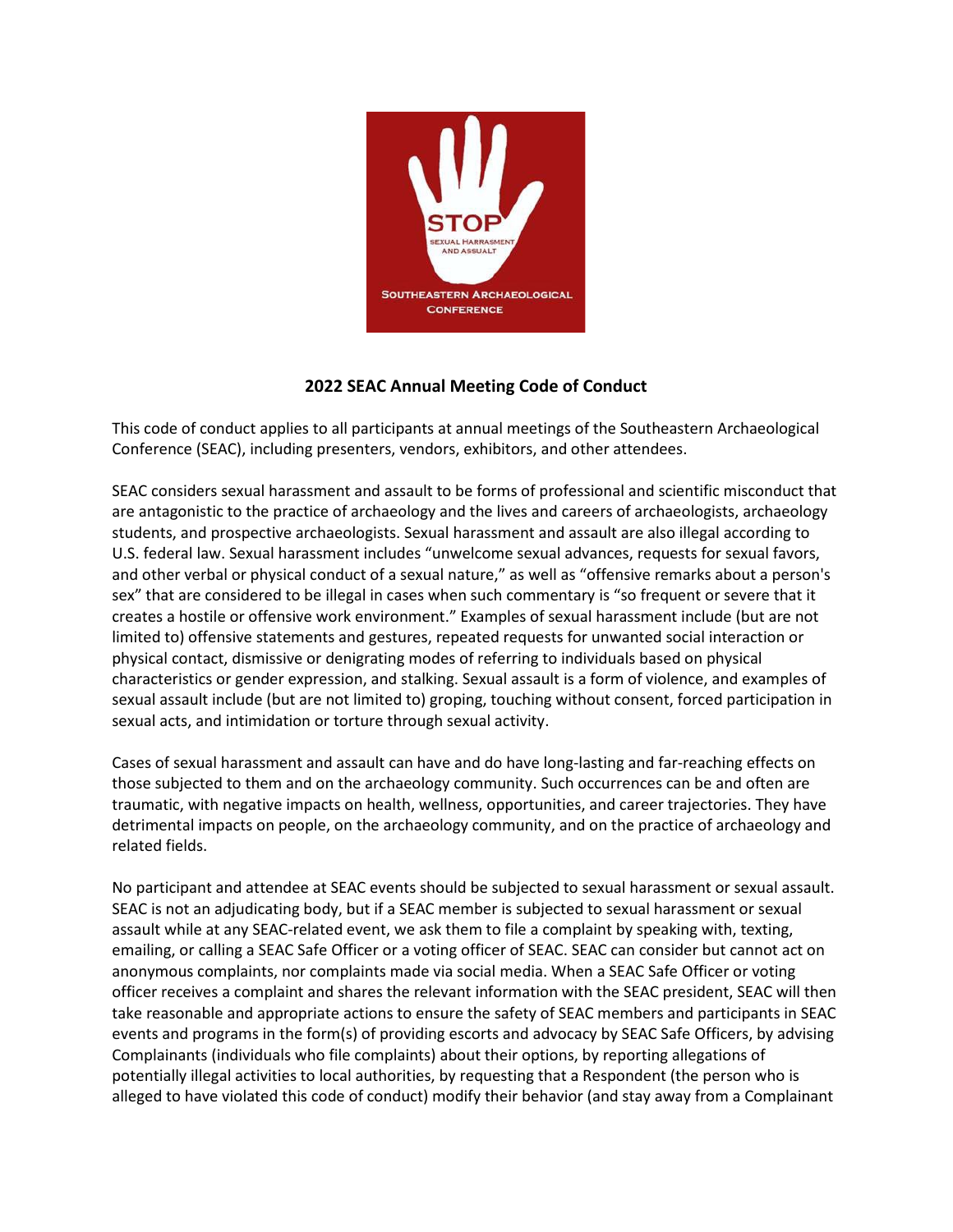# 2022 SEAC Annual Meeting Code of Conduct

This code of conduct applies to all participants at annual meetings of the Southeastern Archaeological Conference (SEAC), including presenters, vendors, exhibitors, and other attendees.

SEAC considers sexual harassment and assault to be forms of professional and scientific misconduct that are antagonistic to the practice of archaeology and the lives and careers of archaeologists, archaeology students, and prospective archaeologists. Sexual harassment and assault are also illegal according to U.S. federal law. Sexual harassment includes "unwelcome sexual advances, requests for sexual favors, and other verbal or physical conduct of a sexual nature," as well as "offensive remarks about a person's sex" that are considered to be illegal in cases when such commentary is "so frequent or severe that it creates a hostile or offensive work environment." Examples of sexual harassment include (but are not limited to) offensive statements and gestures, repeated requests for unwanted social interaction or physical contact, dismissive or denigrating modes of referring to individuals based on physical characteristics or gender expression, and stalking. Sexual assault is a form of violence, and examples of sexual assault include (but are not limited to) groping, touching without consent, forced participation in sexual acts, and intimidation or torture through sexual activity.

Cases of sexual harassment and assault can have and do have long-lasting and far-reaching effects on those subjected to them and on the archaeology community. Such occurrences can be and often are traumatic, with negative impacts on health, wellness, opportunities, and career trajectories. They have detrimental impacts on people, on the archaeology community, and on the practice of archaeology and related fields.

No participant and attendee at SEAC events should be subjected to sexual harassment or sexual assault. SEAC is not an adjudicating body, but if a SEAC member is subjected to sexual harassment or sexual assault while at any SEAC-related event, we ask them to file a complaint by speaking with, texting, emailing, or calling a SEAC Safe Officer or a voting officer of SEAC. SEAC can consider but cannot act on anonymous complaints, nor complaints made via social media. When a SEAC Safe Officer or voting officer receives a complaint and shares the relevant information with the SEAC president, SEAC will then take reasonable and appropriate actions to ensure the safety of SEAC members and participants in SEAC events and programs in the form(s) of providing escorts and advocacy by SEAC Safe Officers, by advising Complainants (individuals who file complaints) about their options, by reporting allegations of potentially illegal activities to local authorities, by requesting that a Respondent (the person who is alleged to have violated this code of conduct) modify their behavior (and stay away from a Complainant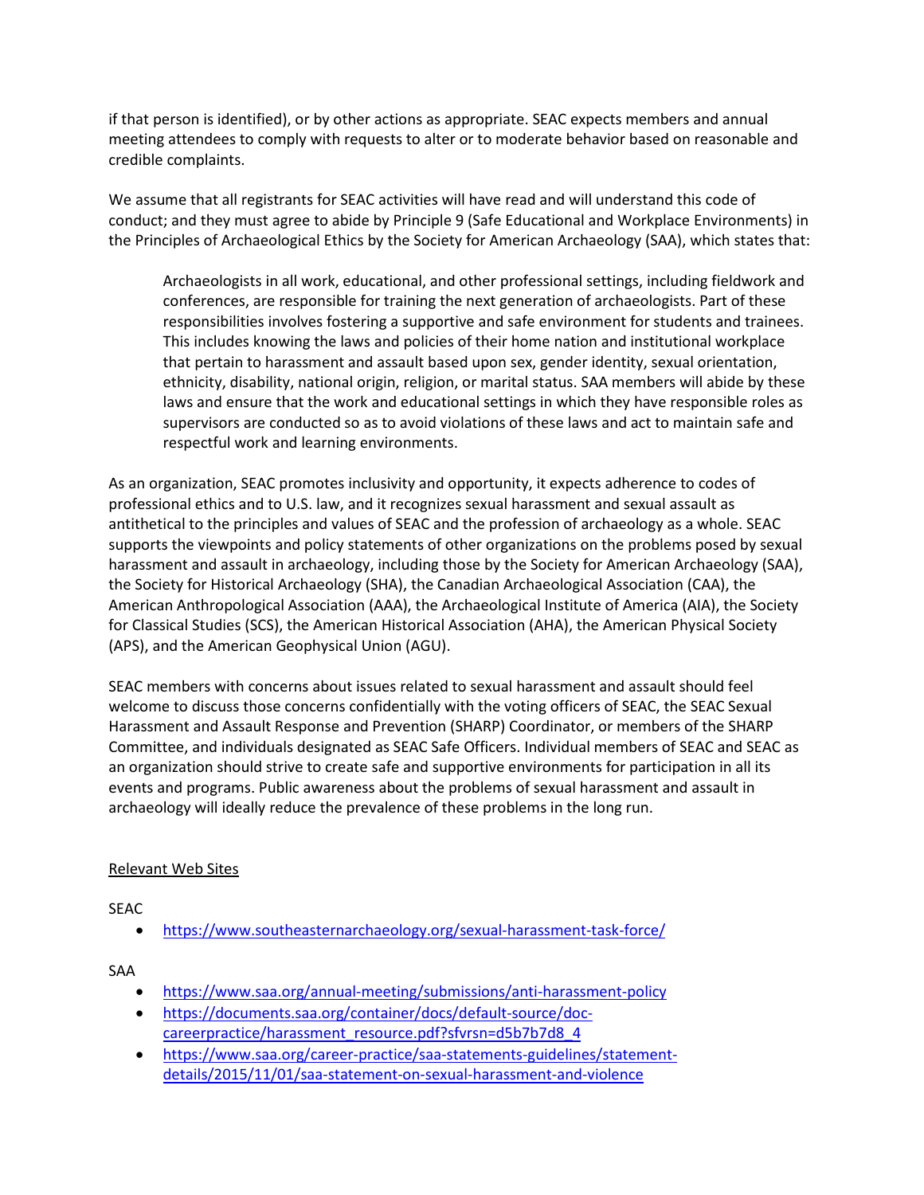if that person is identified), or by other actions as appropriate. SEAC expects members and annual meeting attendees to comply with requests to alter or to moderate behavior based on reasonable and credible complaints.

We assume that all registrants for SEAC activities will have read and will understand this code of conduct; and they must agree to abide by Principle 9 (Safe Educational and Workplace Environments) in the Principles of Archaeological Ethics by the Society for American Archaeology (SAA), which states that:

> Archaeologists in all work, educational, and other professional settings, including fieldwork and conferences, are responsible for training the next generation of archaeologists. Part of these responsibilities involves fostering a supportive and safe environment for students and trainees. This includes knowing the laws and policies of their home nation and institutional workplace that pertain to harassment and assault based upon sex, gender identity, sexual orientation, ethnicity, disability, national origin, religion, or marital status. SAA members will abide by these laws and ensure that the work and educational settings in which they have responsible roles as supervisors are conducted so as to avoid violations of these laws and act to maintain safe and respectful work and learning environments.

As an organization, SEAC promotes inclusivity and opportunity, it expects adherence to codes of professional ethics and to U.S. law, and it recognizes sexual harassment and sexual assault as antithetical to the principles and values of SEAC and the profession of archaeology as a whole. SEAC supports the viewpoints and policy statements of other organizations on the problems posed by sexual harassment and assault in archaeology, including those by the Society for American Archaeology (SAA), the Society for Historical Archaeology (SHA), the Canadian Archaeological Association (CAA), the American Anthropological Association (AAA), the Archaeological Institute of America (AIA), the Society for Classical Studies (SCS), the American Historical Association (AHA), the American Physical Society (APS), and the American Geophysical Union (AGU).

SEAC members with concerns about issues related to sexual harassment and assault should feel welcome to discuss those concerns confidentially with the voting officers of SEAC, the SEAC Sexual Harassment and Assault Response and Prevention (SHARP) Coordinator, or members of the SHARP Committee, and individuals designated as SEAC Safe Officers. Individual members of SEAC and SEAC as an organization should strive to create safe and supportive environments for participation in all its events and programs. Public awareness about the problems of sexual harassment and assault in archaeology will ideally reduce the prevalence of these problems in the long run.

<u>Relevant Web Sites</u>

SEAC

- https://www.southeasternarchaeology.org/sexual-harassment-task-force/

SAA

- https://www.saa.org/annual-meeting/submissions/anti-harassment-policy
- https://documents.saa.org/container/docs/default-source/doc-careerpractice/harassment_resource.pdf?sfvrsn=d5b7b7d8_4
- https://www.saa.org/career-practice/saa-statements-guidelines/statement-details/2015/11/01/saa-statement-on-sexual-harassment-and-violence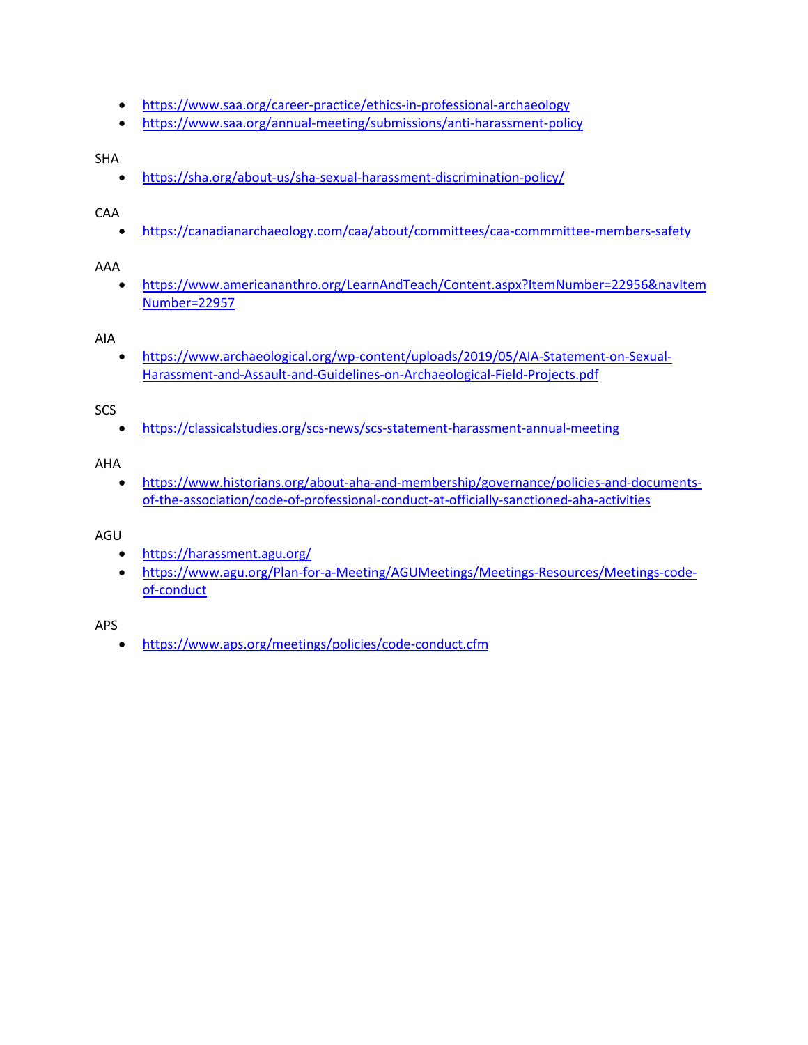- https://www.saa.org/career-practice/ethics-in-professional-archaeology
- https://www.saa.org/annual-meeting/submissions/anti-harassment-policy

SHA

- https://sha.org/about-us/sha-sexual-harassment-discrimination-policy/

CAA

- https://canadianarchaeology.com/caa/about/committees/caa-commmittee-members-safety

AAA

- https://www.americananthro.org/LearnAndTeach/Content.aspx?ItemNumber=22956&navItemNumber=22957

AIA

- https://www.archaeological.org/wp-content/uploads/2019/05/AIA-Statement-on-Sexual-Harassment-and-Assault-and-Guidelines-on-Archaeological-Field-Projects.pdf

SCS

- https://classicalstudies.org/scs-news/scs-statement-harassment-annual-meeting

AHA

- https://www.historians.org/about-aha-and-membership/governance/policies-and-documents-of-the-association/code-of-professional-conduct-at-officially-sanctioned-aha-activities

AGU

- https://harassment.agu.org/
- https://www.agu.org/Plan-for-a-Meeting/AGUMeetings/Meetings-Resources/Meetings-code-of-conduct

APS

- https://www.aps.org/meetings/policies/code-conduct.cfm